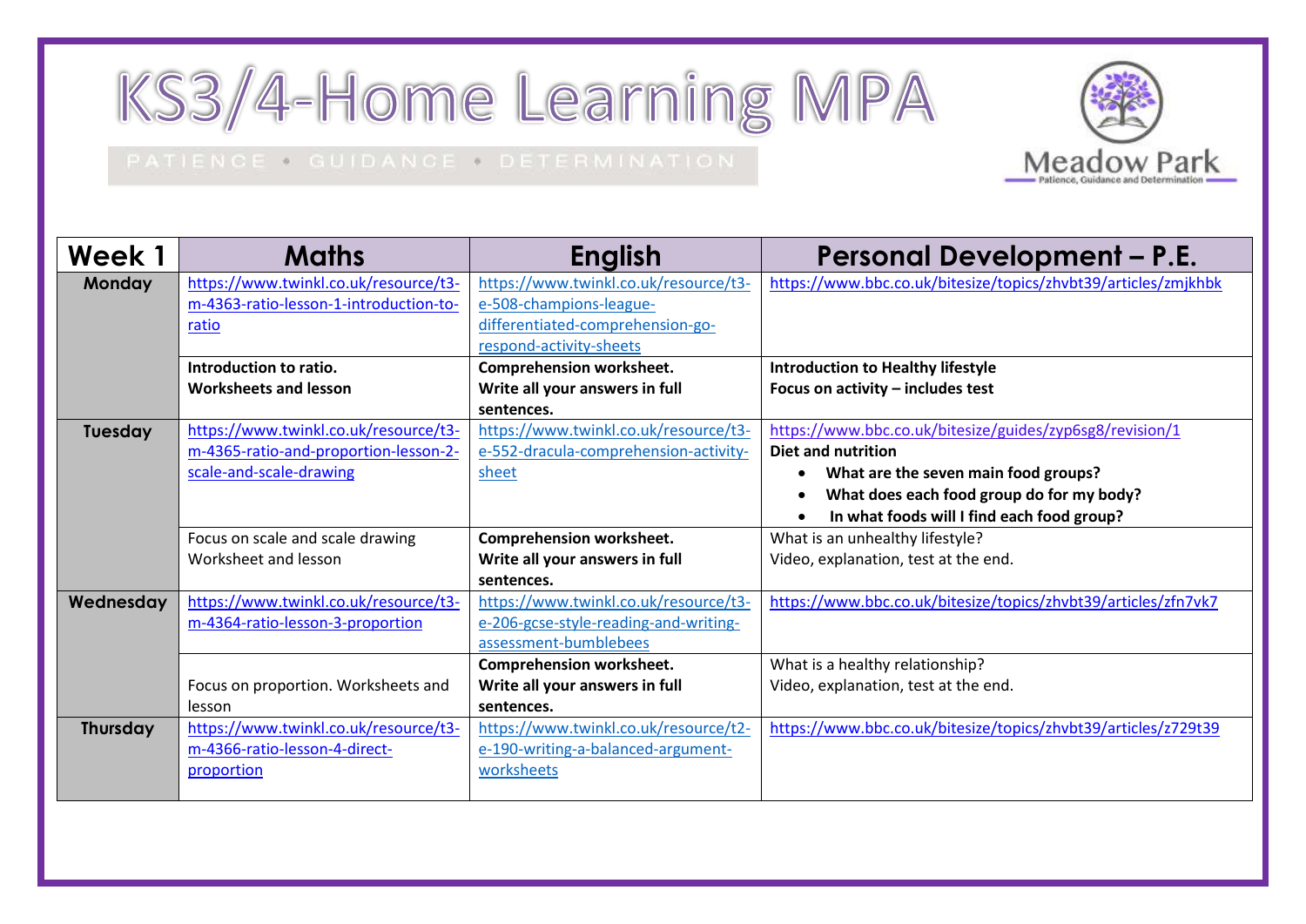# KS3/4-Home Learning MPA

PATIENCE • GUIDANCE • DETERMINATION

Meadow Park
Patience, Guidance and Determination

| Week 1 | Maths | English | Personal Development – P.E. |
|---|---|---|---|
| **Monday** | https://www.twinkl.co.uk/resource/t3-m-4363-ratio-lesson-1-introduction-to-ratio | https://www.twinkl.co.uk/resource/t3-e-508-champions-league-differentiated-comprehension-go-respond-activity-sheets | https://www.bbc.co.uk/bitesize/topics/zhvbt39/articles/zmjkhbk |
| | **Introduction to ratio.**<br>**Worksheets and lesson** | **Comprehension worksheet.**<br>**Write all your answers in full sentences.** | **Introduction to Healthy lifestyle**<br>**Focus on activity – includes test** |
| **Tuesday** | https://www.twinkl.co.uk/resource/t3-m-4365-ratio-and-proportion-lesson-2-scale-and-scale-drawing | https://www.twinkl.co.uk/resource/t3-e-552-dracula-comprehension-activity-sheet | https://www.bbc.co.uk/bitesize/guides/zyp6sg8/revision/1<br>**Diet and nutrition**<br>• **What are the seven main food groups?**<br>• **What does each food group do for my body?**<br>• **In what foods will I find each food group?** |
| | Focus on scale and scale drawing<br>Worksheet and lesson | **Comprehension worksheet.**<br>**Write all your answers in full sentences.** | What is an unhealthy lifestyle?<br>Video, explanation, test at the end. |
| **Wednesday** | https://www.twinkl.co.uk/resource/t3-m-4364-ratio-lesson-3-proportion | https://www.twinkl.co.uk/resource/t3-e-206-gcse-style-reading-and-writing-assessment-bumblebees | https://www.bbc.co.uk/bitesize/topics/zhvbt39/articles/zfn7vk7 |
| | Focus on proportion. Worksheets and lesson | **Comprehension worksheet.**<br>**Write all your answers in full sentences.** | What is a healthy relationship?<br>Video, explanation, test at the end. |
| **Thursday** | https://www.twinkl.co.uk/resource/t3-m-4366-ratio-lesson-4-direct-proportion | https://www.twinkl.co.uk/resource/t2-e-190-writing-a-balanced-argument-worksheets | https://www.bbc.co.uk/bitesize/topics/zhvbt39/articles/z729t39 |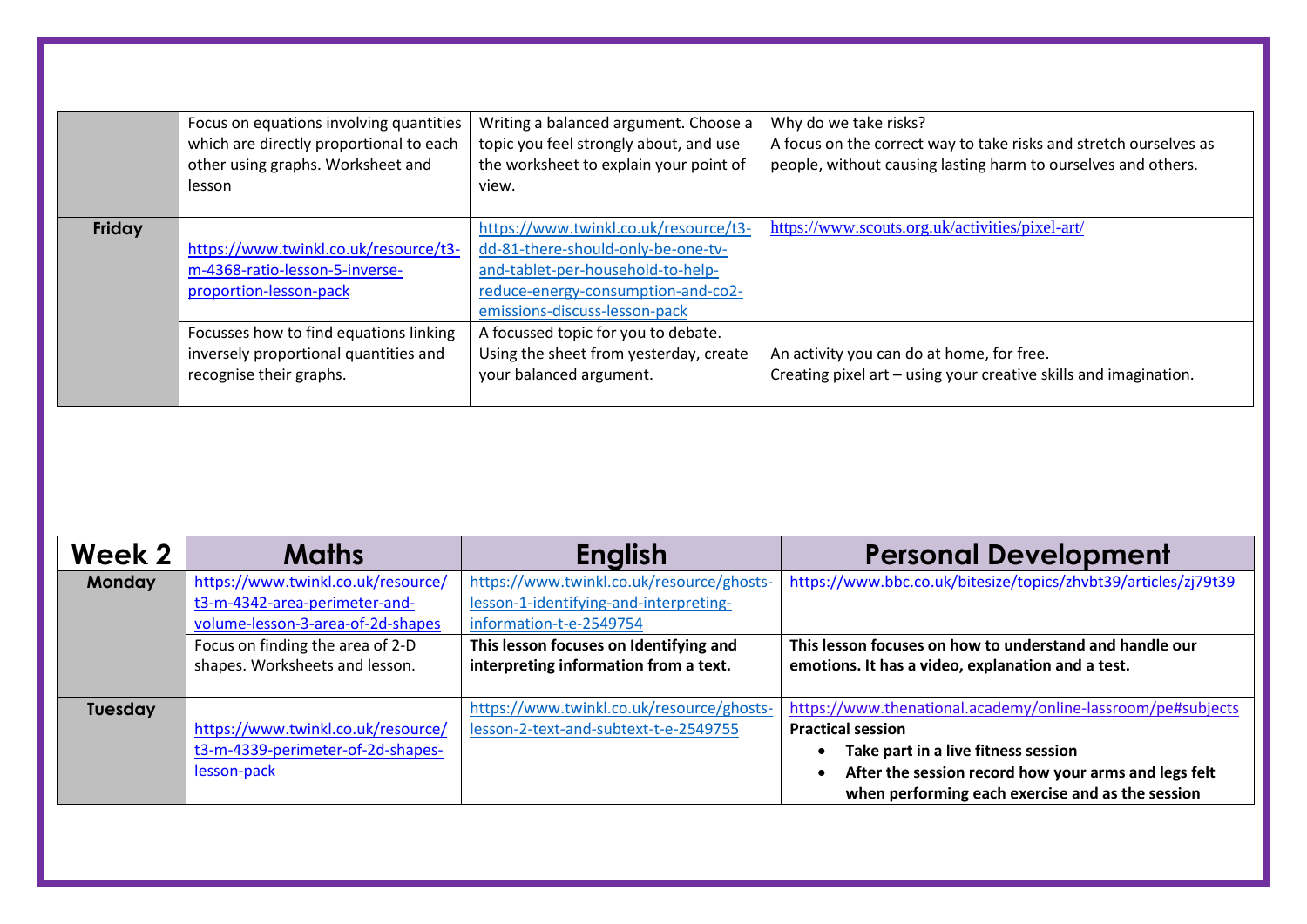| | | | |
|---|---|---|---|
| | Focus on equations involving quantities which are directly proportional to each other using graphs. Worksheet and lesson | Writing a balanced argument. Choose a topic you feel strongly about, and use the worksheet to explain your point of view. | Why do we take risks?<br>A focus on the correct way to take risks and stretch ourselves as people, without causing lasting harm to ourselves and others. |
| **Friday** | https://www.twinkl.co.uk/resource/t3-m-4368-ratio-lesson-5-inverse-proportion-lesson-pack | https://www.twinkl.co.uk/resource/t3-dd-81-there-should-only-be-one-tv-and-tablet-per-household-to-help-reduce-energy-consumption-and-co2-emissions-discuss-lesson-pack | https://www.scouts.org.uk/activities/pixel-art/ |
| | Focusses how to find equations linking inversely proportional quantities and recognise their graphs. | A focussed topic for you to debate. Using the sheet from yesterday, create your balanced argument. | An activity you can do at home, for free.<br>Creating pixel art – using your creative skills and imagination. |

| Week 2 | Maths | English | Personal Development |
|---|---|---|---|
| **Monday** | https://www.twinkl.co.uk/resource/t3-m-4342-area-perimeter-and-volume-lesson-3-area-of-2d-shapes | https://www.twinkl.co.uk/resource/ghosts-lesson-1-identifying-and-interpreting-information-t-e-2549754 | https://www.bbc.co.uk/bitesize/topics/zhvbt39/articles/zj79t39 |
| | Focus on finding the area of 2-D shapes. Worksheets and lesson. | **This lesson focuses on Identifying and interpreting information from a text.** | **This lesson focuses on how to understand and handle our emotions. It has a video, explanation and a test.** |
| **Tuesday** | https://www.twinkl.co.uk/resource/t3-m-4339-perimeter-of-2d-shapes-lesson-pack | https://www.twinkl.co.uk/resource/ghosts-lesson-2-text-and-subtext-t-e-2549755 | https://www.thenational.academy/online-lassroom/pe#subjects<br>**Practical session**<br>• **Take part in a live fitness session**<br>• **After the session record how your arms and legs felt when performing each exercise and as the session** |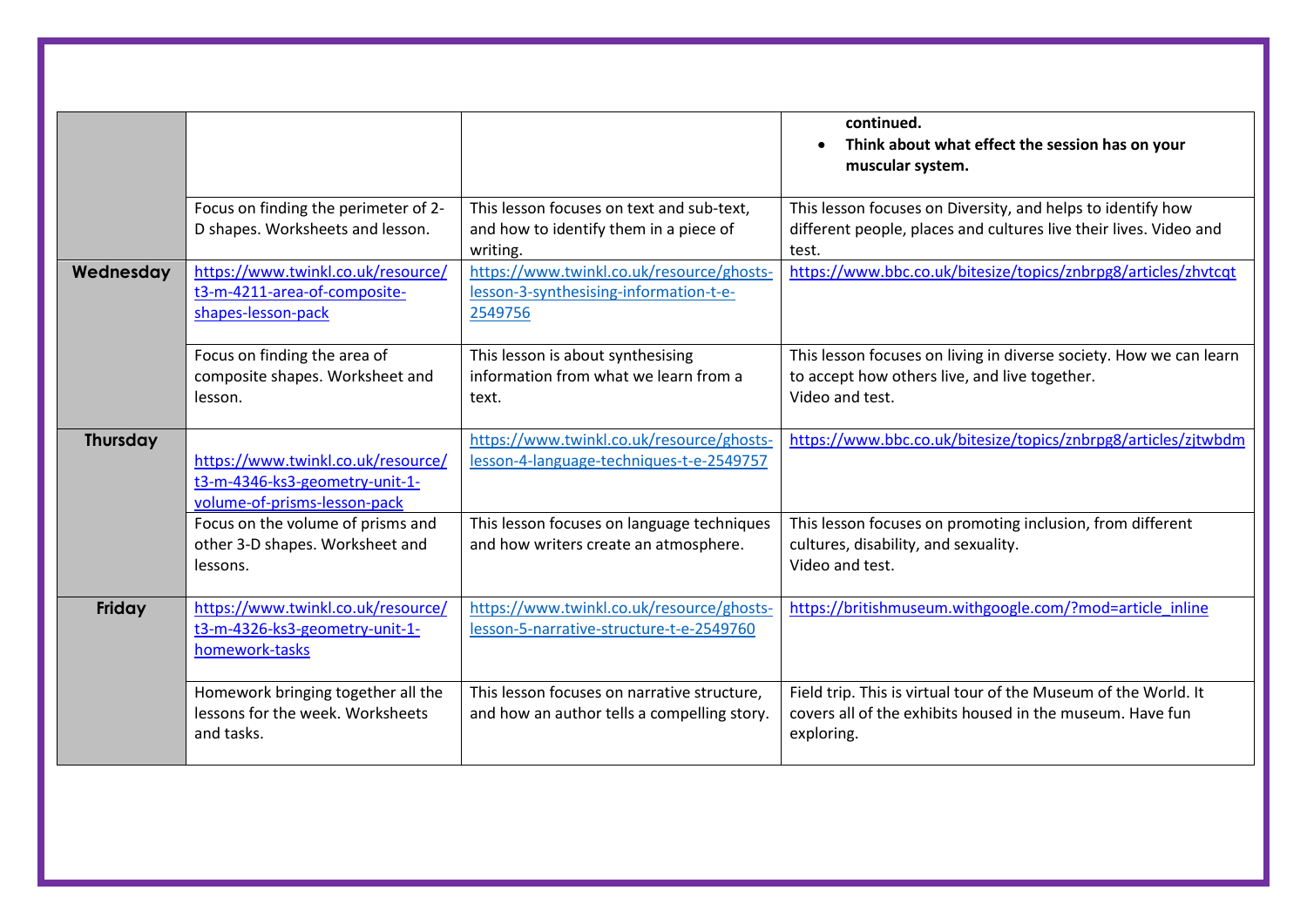| | | | |
|---|---|---|---|
| | | | **continued.**<br>• **Think about what effect the session has on your muscular system.** |
| | Focus on finding the perimeter of 2-D shapes. Worksheets and lesson. | This lesson focuses on text and sub-text, and how to identify them in a piece of writing. | This lesson focuses on Diversity, and helps to identify how different people, places and cultures live their lives. Video and test. |
| **Wednesday** | https://www.twinkl.co.uk/resource/t3-m-4211-area-of-composite-shapes-lesson-pack | https://www.twinkl.co.uk/resource/ghosts-lesson-3-synthesising-information-t-e-2549756 | https://www.bbc.co.uk/bitesize/topics/znbrpg8/articles/zhvtcqt |
| | Focus on finding the area of composite shapes. Worksheet and lesson. | This lesson is about synthesising information from what we learn from a text. | This lesson focuses on living in diverse society. How we can learn to accept how others live, and live together.<br>Video and test. |
| **Thursday** | https://www.twinkl.co.uk/resource/t3-m-4346-ks3-geometry-unit-1-volume-of-prisms-lesson-pack | https://www.twinkl.co.uk/resource/ghosts-lesson-4-language-techniques-t-e-2549757 | https://www.bbc.co.uk/bitesize/topics/znbrpg8/articles/zjtwbdm |
| | Focus on the volume of prisms and other 3-D shapes. Worksheet and lessons. | This lesson focuses on language techniques and how writers create an atmosphere. | This lesson focuses on promoting inclusion, from different cultures, disability, and sexuality.<br>Video and test. |
| **Friday** | https://www.twinkl.co.uk/resource/t3-m-4326-ks3-geometry-unit-1-homework-tasks | https://www.twinkl.co.uk/resource/ghosts-lesson-5-narrative-structure-t-e-2549760 | https://britishmuseum.withgoogle.com/?mod=article_inline |
| | Homework bringing together all the lessons for the week. Worksheets and tasks. | This lesson focuses on narrative structure, and how an author tells a compelling story. | Field trip. This is virtual tour of the Museum of the World. It covers all of the exhibits housed in the museum. Have fun exploring. |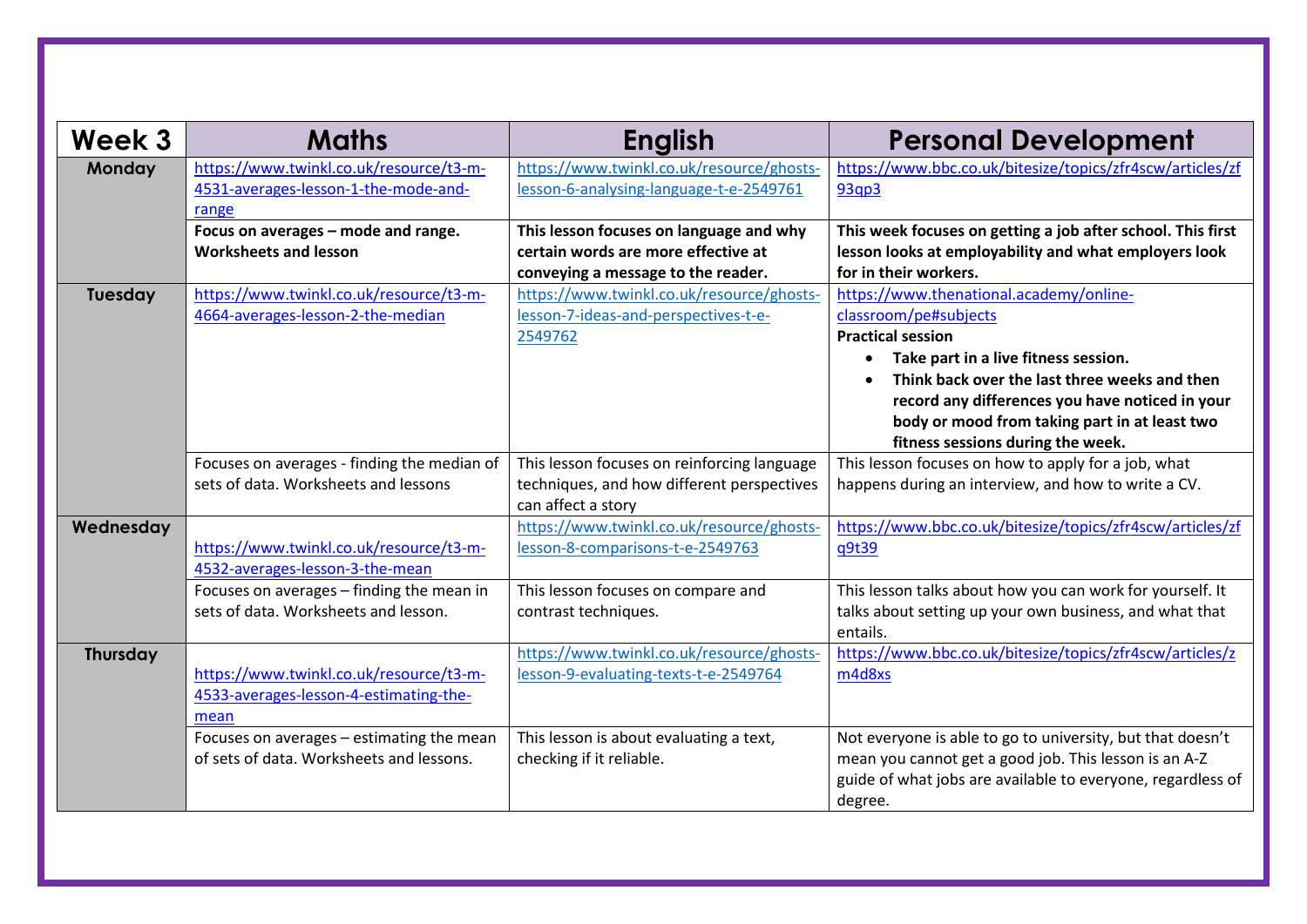| Week 3 | Maths | English | Personal Development |
| --- | --- | --- | --- |
| **Monday** | https://www.twinkl.co.uk/resource/t3-m-4531-averages-lesson-1-the-mode-and-range | https://www.twinkl.co.uk/resource/ghosts-lesson-6-analysing-language-t-e-2549761 | https://www.bbc.co.uk/bitesize/topics/zfr4scw/articles/zf93qp3 |
| | **Focus on averages – mode and range. Worksheets and lesson** | **This lesson focuses on language and why certain words are more effective at conveying a message to the reader.** | **This week focuses on getting a job after school. This first lesson looks at employability and what employers look for in their workers.** |
| **Tuesday** | https://www.twinkl.co.uk/resource/t3-m-4664-averages-lesson-2-the-median | https://www.twinkl.co.uk/resource/ghosts-lesson-7-ideas-and-perspectives-t-e-2549762 | https://www.thenational.academy/online-classroom/pe#subjects<br>**Practical session**<br>• **Take part in a live fitness session.**<br>• **Think back over the last three weeks and then record any differences you have noticed in your body or mood from taking part in at least two fitness sessions during the week.** |
| | Focuses on averages - finding the median of sets of data. Worksheets and lessons | This lesson focuses on reinforcing language techniques, and how different perspectives can affect a story | This lesson focuses on how to apply for a job, what happens during an interview, and how to write a CV. |
| **Wednesday** | https://www.twinkl.co.uk/resource/t3-m-4532-averages-lesson-3-the-mean | https://www.twinkl.co.uk/resource/ghosts-lesson-8-comparisons-t-e-2549763 | https://www.bbc.co.uk/bitesize/topics/zfr4scw/articles/zfq9t39 |
| | Focuses on averages – finding the mean in sets of data. Worksheets and lesson. | This lesson focuses on compare and contrast techniques. | This lesson talks about how you can work for yourself. It talks about setting up your own business, and what that entails. |
| **Thursday** | https://www.twinkl.co.uk/resource/t3-m-4533-averages-lesson-4-estimating-the-mean | https://www.twinkl.co.uk/resource/ghosts-lesson-9-evaluating-texts-t-e-2549764 | https://www.bbc.co.uk/bitesize/topics/zfr4scw/articles/zm4d8xs |
| | Focuses on averages – estimating the mean of sets of data. Worksheets and lessons. | This lesson is about evaluating a text, checking if it reliable. | Not everyone is able to go to university, but that doesn't mean you cannot get a good job. This lesson is an A-Z guide of what jobs are available to everyone, regardless of degree. |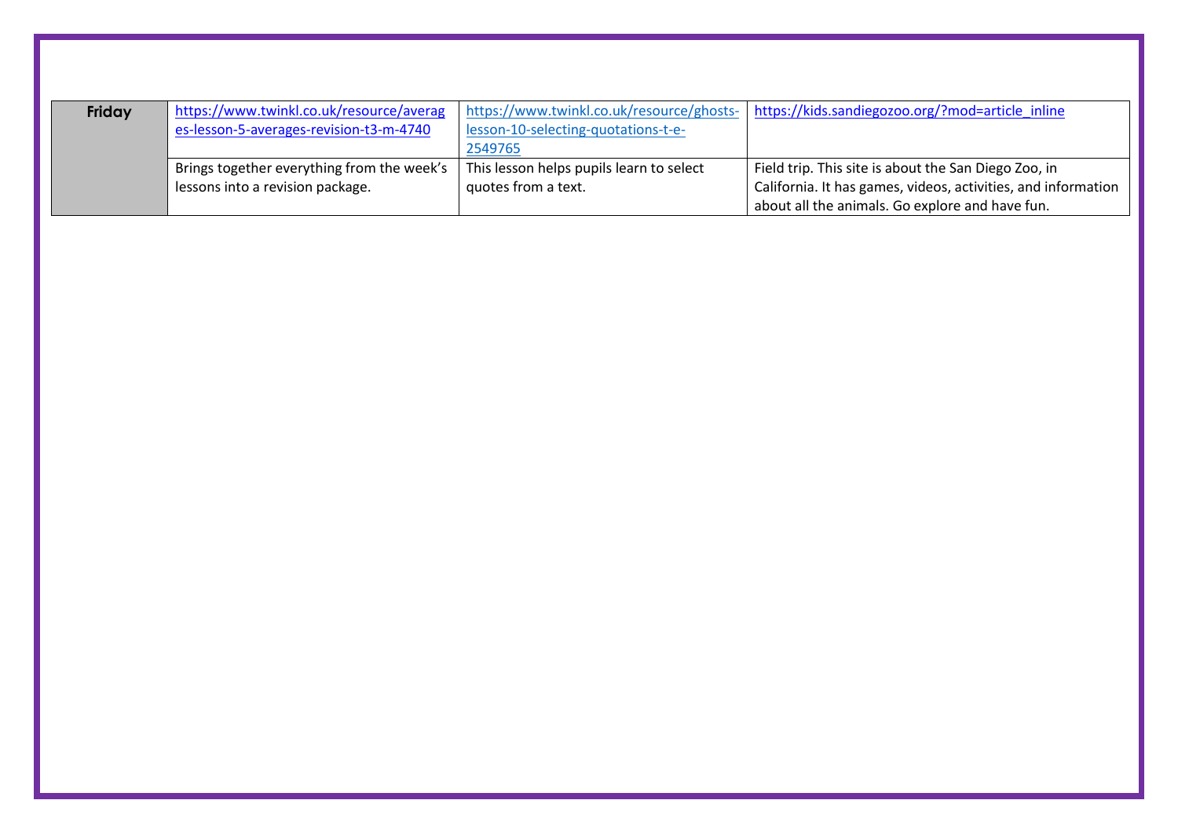| Friday | https://www.twinkl.co.uk/resource/averages-lesson-5-averages-revision-t3-m-4740 | https://www.twinkl.co.uk/resource/ghosts-lesson-10-selecting-quotations-t-e-2549765 | https://kids.sandiegozoo.org/?mod=article_inline |
|---|---|---|---|
| | Brings together everything from the week's lessons into a revision package. | This lesson helps pupils learn to select quotes from a text. | Field trip. This site is about the San Diego Zoo, in California. It has games, videos, activities, and information about all the animals. Go explore and have fun. |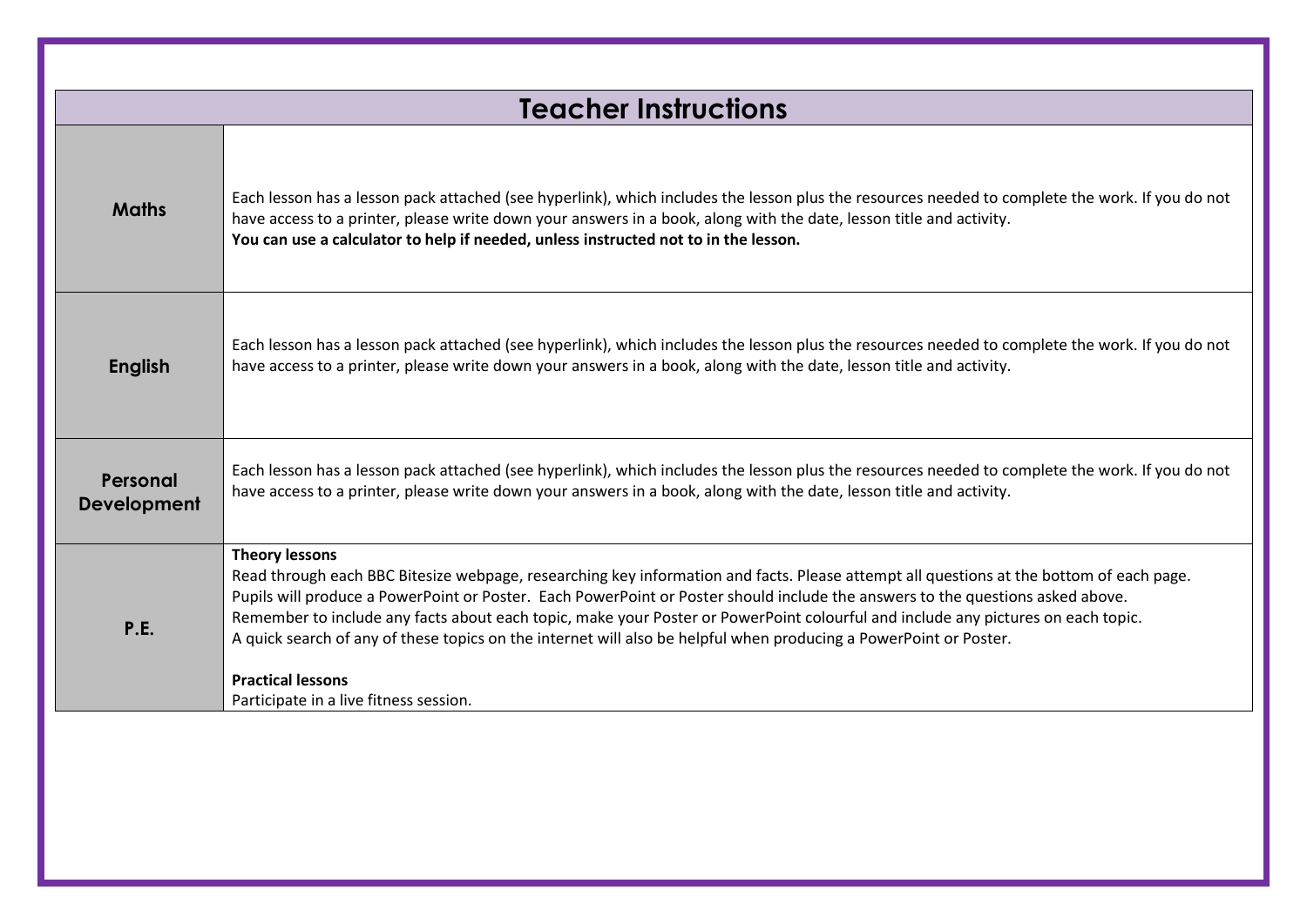| Teacher Instructions | |
|---|---|
| **Maths** | Each lesson has a lesson pack attached (see hyperlink), which includes the lesson plus the resources needed to complete the work. If you do not have access to a printer, please write down your answers in a book, along with the date, lesson title and activity.<br>**You can use a calculator to help if needed, unless instructed not to in the lesson.** |
| **English** | Each lesson has a lesson pack attached (see hyperlink), which includes the lesson plus the resources needed to complete the work. If you do not have access to a printer, please write down your answers in a book, along with the date, lesson title and activity. |
| **Personal Development** | Each lesson has a lesson pack attached (see hyperlink), which includes the lesson plus the resources needed to complete the work. If you do not have access to a printer, please write down your answers in a book, along with the date, lesson title and activity. |
| **P.E.** | **Theory lessons**<br>Read through each BBC Bitesize webpage, researching key information and facts. Please attempt all questions at the bottom of each page.<br>Pupils will produce a PowerPoint or Poster. Each PowerPoint or Poster should include the answers to the questions asked above.<br>Remember to include any facts about each topic, make your Poster or PowerPoint colourful and include any pictures on each topic.<br>A quick search of any of these topics on the internet will also be helpful when producing a PowerPoint or Poster.<br><br>**Practical lessons**<br>Participate in a live fitness session. |